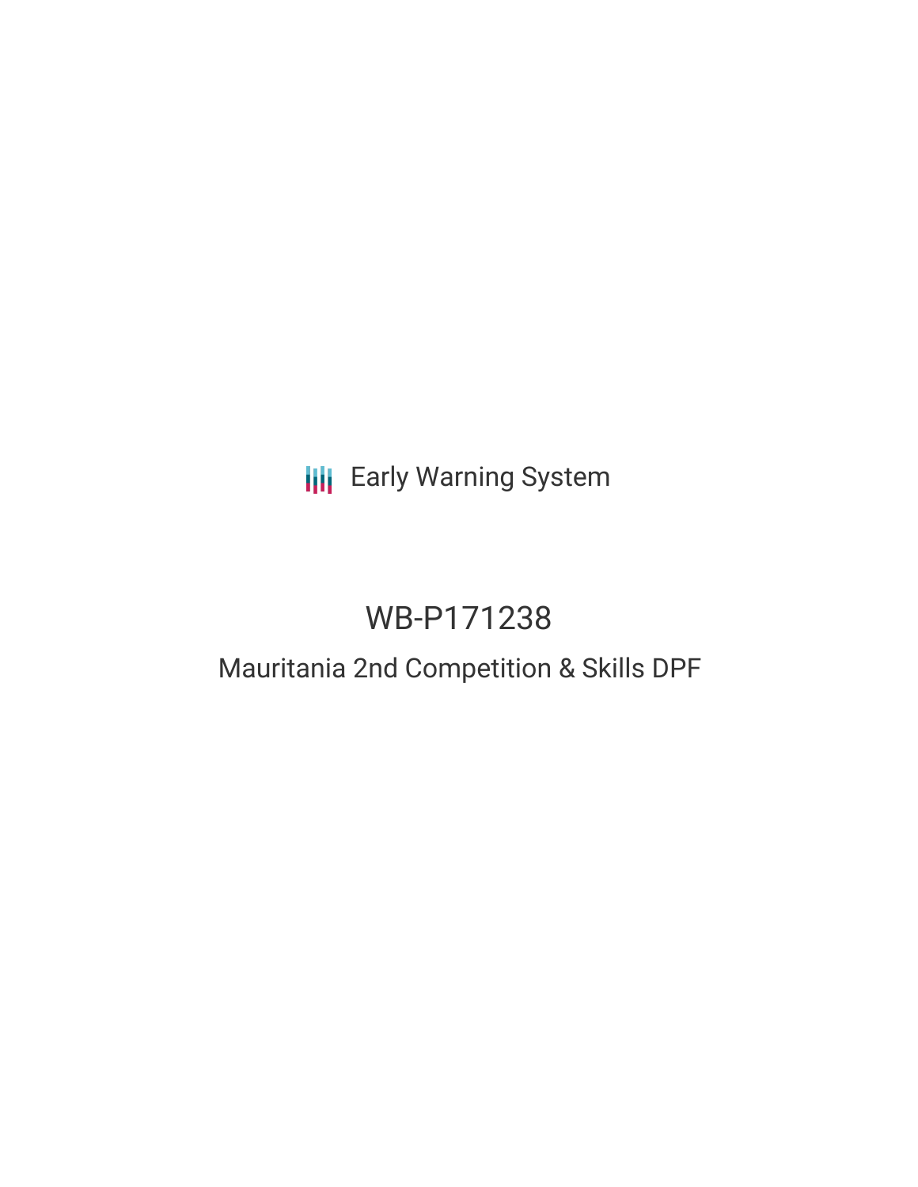Early Warning System

# WB-P171238

## Mauritania 2nd Competition & Skills DPF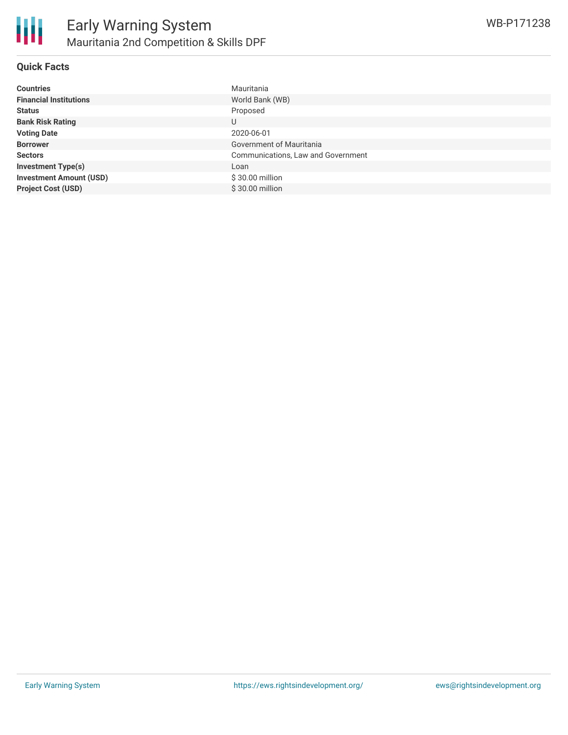# Early Warning System

## Mauritania 2nd Competition & Skills DPF

WB-P171238

### Quick Facts

| | |
|---|---|
| **Countries** | Mauritania |
| **Financial Institutions** | World Bank (WB) |
| **Status** | Proposed |
| **Bank Risk Rating** | U |
| **Voting Date** | 2020-06-01 |
| **Borrower** | Government of Mauritania |
| **Sectors** | Communications, Law and Government |
| **Investment Type(s)** | Loan |
| **Investment Amount (USD)** | $ 30.00 million |
| **Project Cost (USD)** | $ 30.00 million |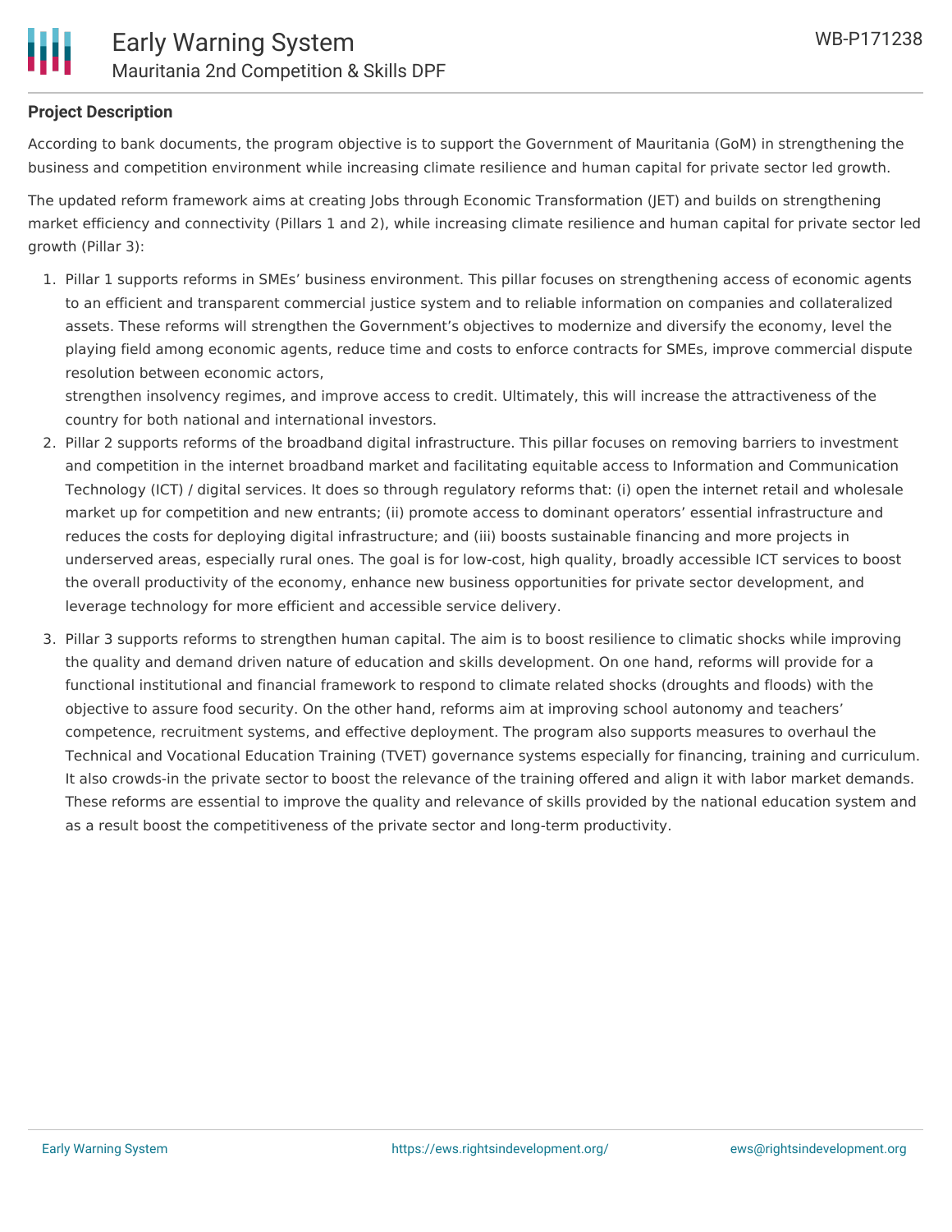### Project Description

According to bank documents, the program objective is to support the Government of Mauritania (GoM) in strengthening the business and competition environment while increasing climate resilience and human capital for private sector led growth.

The updated reform framework aims at creating Jobs through Economic Transformation (JET) and builds on strengthening market efficiency and connectivity (Pillars 1 and 2), while increasing climate resilience and human capital for private sector led growth (Pillar 3):

1. Pillar 1 supports reforms in SMEs' business environment. This pillar focuses on strengthening access of economic agents to an efficient and transparent commercial justice system and to reliable information on companies and collateralized assets. These reforms will strengthen the Government's objectives to modernize and diversify the economy, level the playing field among economic agents, reduce time and costs to enforce contracts for SMEs, improve commercial dispute resolution between economic actors,
strengthen insolvency regimes, and improve access to credit. Ultimately, this will increase the attractiveness of the country for both national and international investors.
2. Pillar 2 supports reforms of the broadband digital infrastructure. This pillar focuses on removing barriers to investment and competition in the internet broadband market and facilitating equitable access to Information and Communication Technology (ICT) / digital services. It does so through regulatory reforms that: (i) open the internet retail and wholesale market up for competition and new entrants; (ii) promote access to dominant operators' essential infrastructure and reduces the costs for deploying digital infrastructure; and (iii) boosts sustainable financing and more projects in underserved areas, especially rural ones. The goal is for low-cost, high quality, broadly accessible ICT services to boost the overall productivity of the economy, enhance new business opportunities for private sector development, and leverage technology for more efficient and accessible service delivery.
3. Pillar 3 supports reforms to strengthen human capital. The aim is to boost resilience to climatic shocks while improving the quality and demand driven nature of education and skills development. On one hand, reforms will provide for a functional institutional and financial framework to respond to climate related shocks (droughts and floods) with the objective to assure food security. On the other hand, reforms aim at improving school autonomy and teachers' competence, recruitment systems, and effective deployment. The program also supports measures to overhaul the Technical and Vocational Education Training (TVET) governance systems especially for financing, training and curriculum. It also crowds-in the private sector to boost the relevance of the training offered and align it with labor market demands. These reforms are essential to improve the quality and relevance of skills provided by the national education system and as a result boost the competitiveness of the private sector and long-term productivity.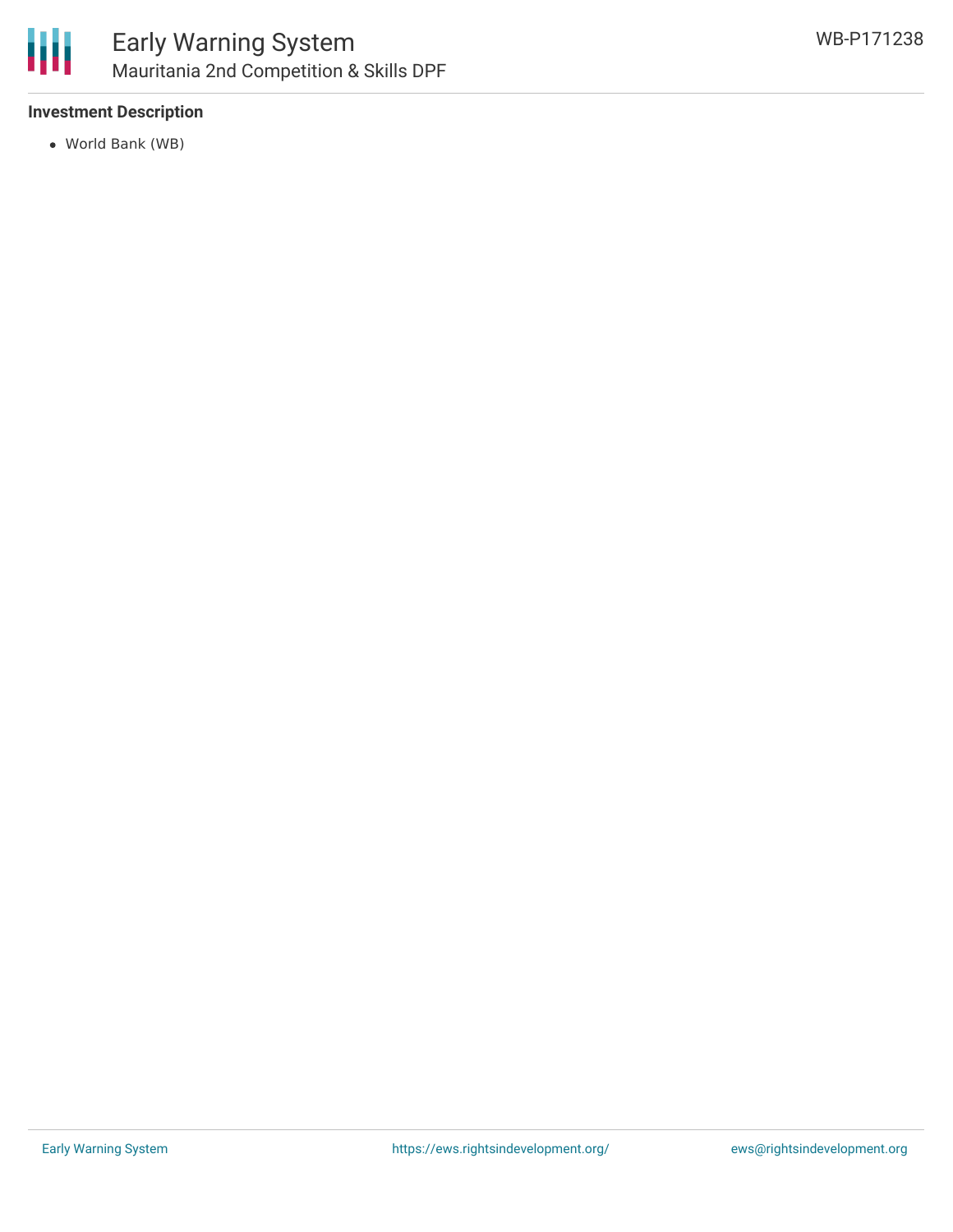### Investment Description

- World Bank (WB)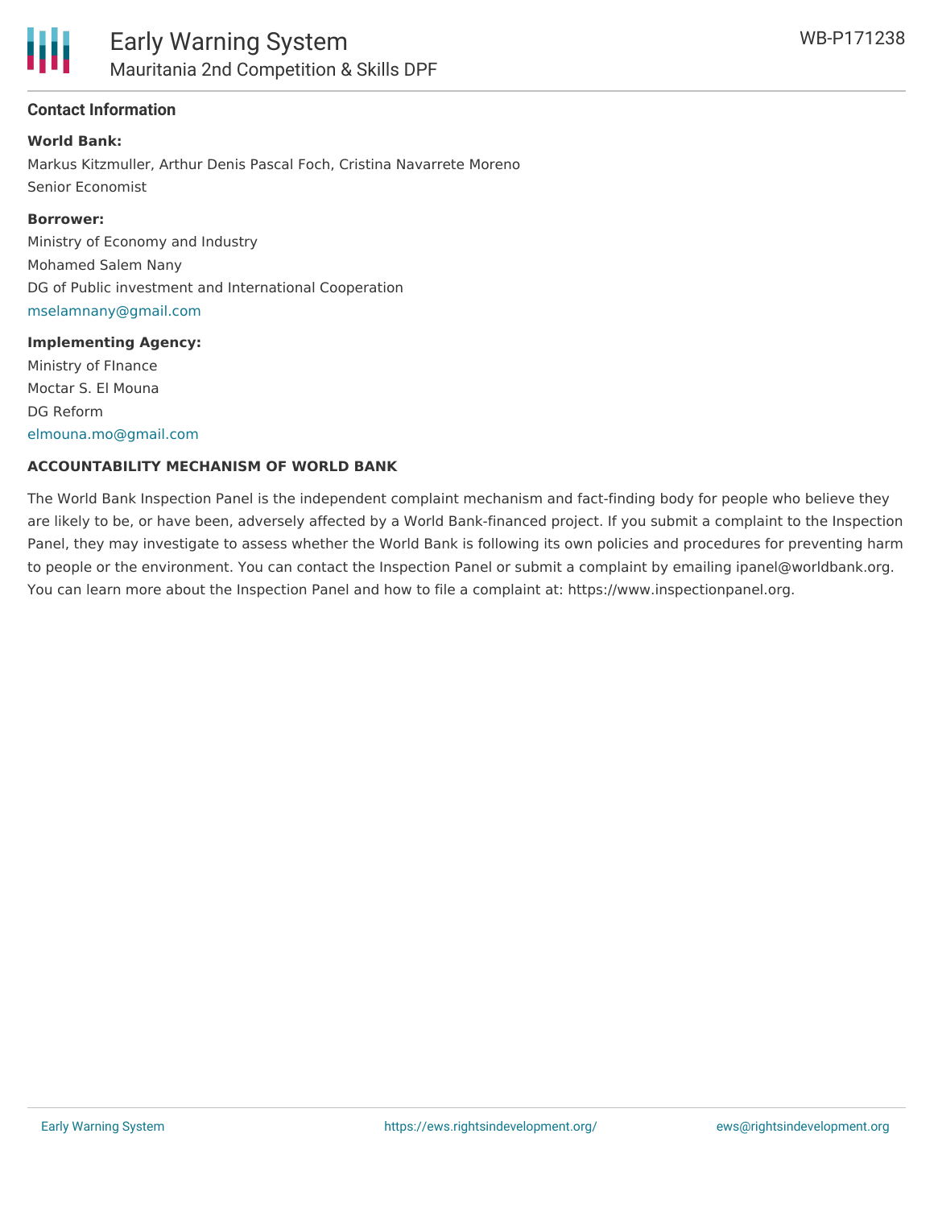## Contact Information

**World Bank:**

Markus Kitzmuller, Arthur Denis Pascal Foch, Cristina Navarrete Moreno
Senior Economist

**Borrower:**

Ministry of Economy and Industry
Mohamed Salem Nany
DG of Public investment and International Cooperation
mselamnany@gmail.com

**Implementing Agency:**

Ministry of FInance
Moctar S. El Mouna
DG Reform
elmouna.mo@gmail.com

**ACCOUNTABILITY MECHANISM OF WORLD BANK**

The World Bank Inspection Panel is the independent complaint mechanism and fact-finding body for people who believe they are likely to be, or have been, adversely affected by a World Bank-financed project. If you submit a complaint to the Inspection Panel, they may investigate to assess whether the World Bank is following its own policies and procedures for preventing harm to people or the environment. You can contact the Inspection Panel or submit a complaint by emailing ipanel@worldbank.org. You can learn more about the Inspection Panel and how to file a complaint at: https://www.inspectionpanel.org.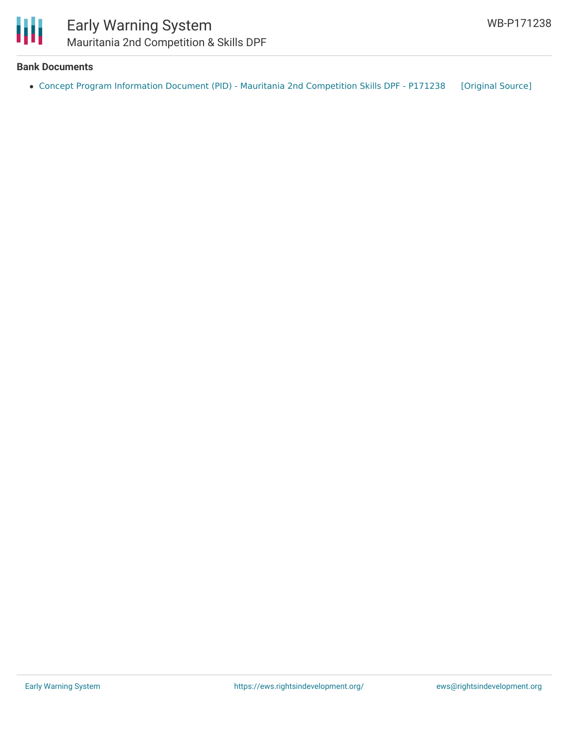**Bank Documents**

- Concept Program Information Document (PID) - Mauritania 2nd Competition Skills DPF - P171238 [Original Source]